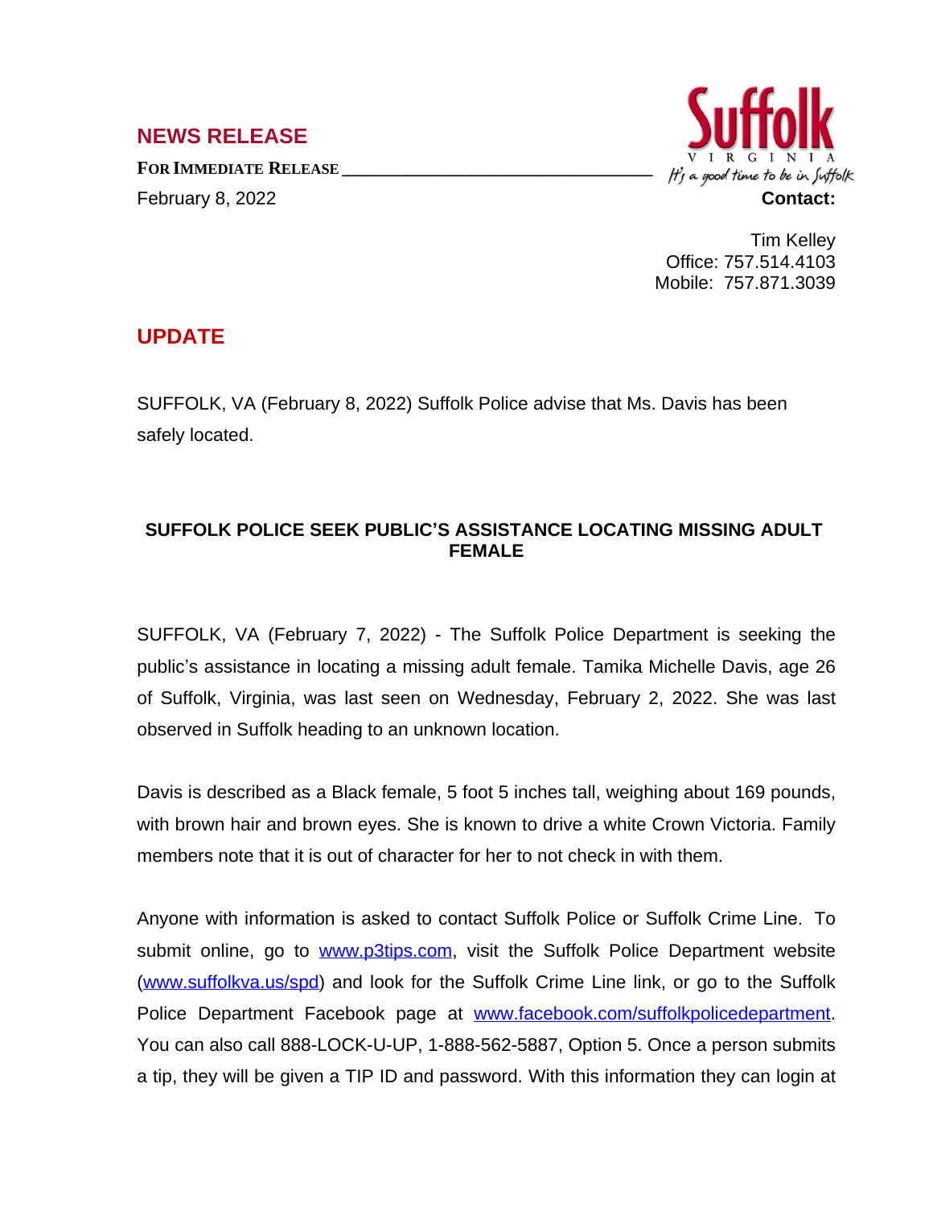## NEWS RELEASE

**FOR IMMEDIATE RELEASE**

February 8, 2022

Suffolk VIRGINIA *It's a good time to be in Suffolk*

**Contact:**

Tim Kelley
Office: 757.514.4103
Mobile: 757.871.3039

## UPDATE

SUFFOLK, VA (February 8, 2022) Suffolk Police advise that Ms. Davis has been safely located.

### SUFFOLK POLICE SEEK PUBLIC'S ASSISTANCE LOCATING MISSING ADULT FEMALE

SUFFOLK, VA (February 7, 2022) - The Suffolk Police Department is seeking the public's assistance in locating a missing adult female. Tamika Michelle Davis, age 26 of Suffolk, Virginia, was last seen on Wednesday, February 2, 2022. She was last observed in Suffolk heading to an unknown location.

Davis is described as a Black female, 5 foot 5 inches tall, weighing about 169 pounds, with brown hair and brown eyes. She is known to drive a white Crown Victoria. Family members note that it is out of character for her to not check in with them.

Anyone with information is asked to contact Suffolk Police or Suffolk Crime Line. To submit online, go to www.p3tips.com, visit the Suffolk Police Department website (www.suffolkva.us/spd) and look for the Suffolk Crime Line link, or go to the Suffolk Police Department Facebook page at www.facebook.com/suffolkpolicedepartment. You can also call 888-LOCK-U-UP, 1-888-562-5887, Option 5. Once a person submits a tip, they will be given a TIP ID and password. With this information they can login at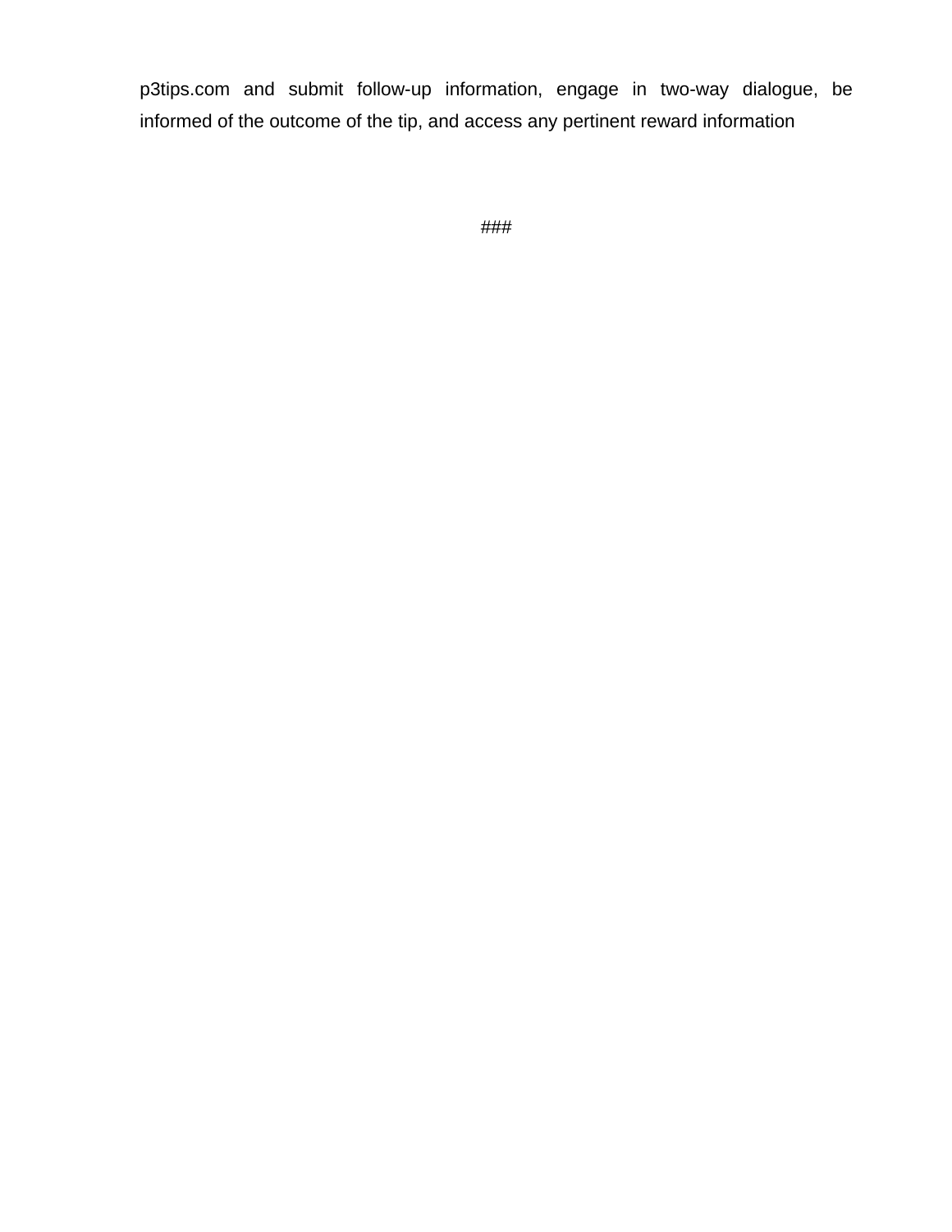p3tips.com and submit follow-up information, engage in two-way dialogue, be informed of the outcome of the tip, and access any pertinent reward information

###